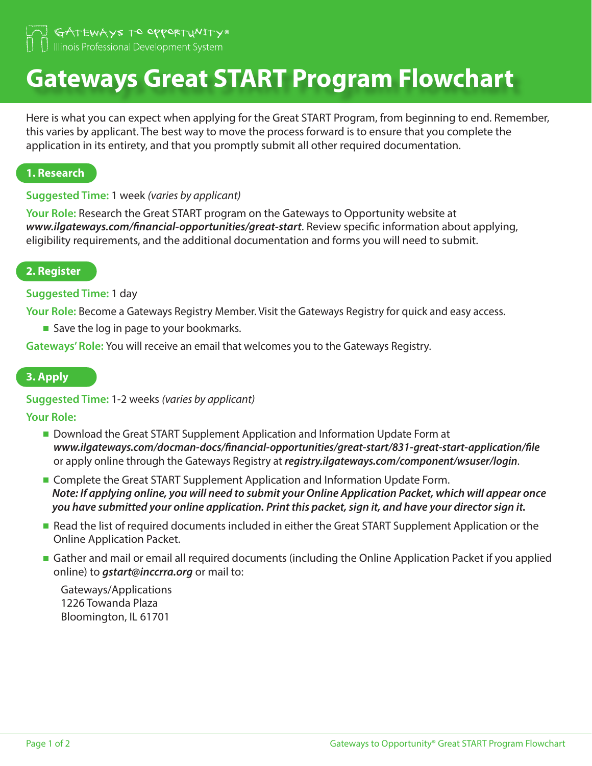Gateways to Opportunity®
Illinois Professional Development System

# Gateways Great START Program Flowchart

Here is what you can expect when applying for the Great START Program, from beginning to end. Remember, this varies by applicant. The best way to move the process forward is to ensure that you complete the application in its entirety, and that you promptly submit all other required documentation.

## 1. Research

**Suggested Time:** 1 week *(varies by applicant)*

**Your Role:** Research the Great START program on the Gateways to Opportunity website at ***www.ilgateways.com/financial-opportunities/great-start***. Review specific information about applying, eligibility requirements, and the additional documentation and forms you will need to submit.

## 2. Register

**Suggested Time:** 1 day

**Your Role:** Become a Gateways Registry Member. Visit the Gateways Registry for quick and easy access.

- Save the log in page to your bookmarks.

**Gateways' Role:** You will receive an email that welcomes you to the Gateways Registry.

## 3. Apply

**Suggested Time:** 1-2 weeks *(varies by applicant)*

**Your Role:**

- Download the Great START Supplement Application and Information Update Form at ***www.ilgateways.com/docman-docs/financial-opportunities/great-start/831-great-start-application/file*** or apply online through the Gateways Registry at ***registry.ilgateways.com/component/wsuser/login***.
- Complete the Great START Supplement Application and Information Update Form.
  ***Note: If applying online, you will need to submit your Online Application Packet, which will appear once you have submitted your online application. Print this packet, sign it, and have your director sign it.***
- Read the list of required documents included in either the Great START Supplement Application or the Online Application Packet.
- Gather and mail or email all required documents (including the Online Application Packet if you applied online) to ***gstart@inccrra.org*** or mail to:

  Gateways/Applications
  1226 Towanda Plaza
  Bloomington, IL 61701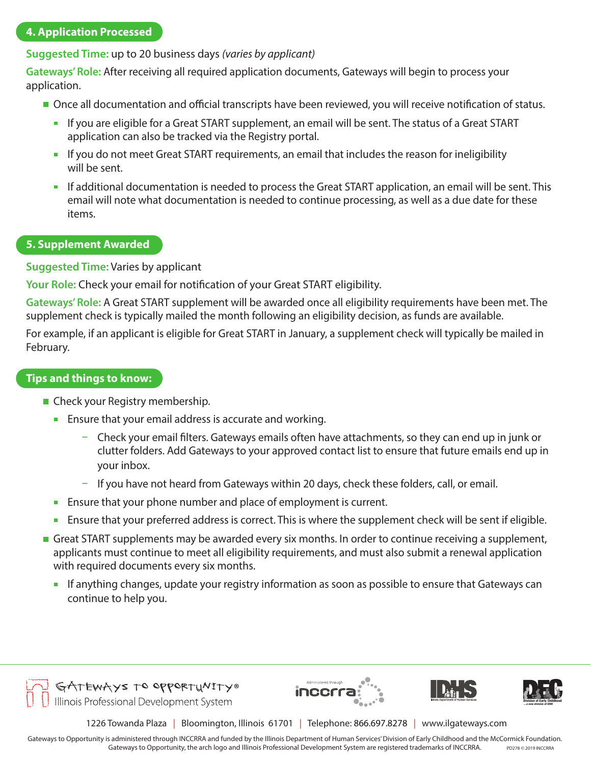## 4. Application Processed

**Suggested Time:** up to 20 business days *(varies by applicant)*

**Gateways' Role:** After receiving all required application documents, Gateways will begin to process your application.

- Once all documentation and official transcripts have been reviewed, you will receive notification of status.
  - If you are eligible for a Great START supplement, an email will be sent. The status of a Great START application can also be tracked via the Registry portal.
  - If you do not meet Great START requirements, an email that includes the reason for ineligibility will be sent.
  - If additional documentation is needed to process the Great START application, an email will be sent. This email will note what documentation is needed to continue processing, as well as a due date for these items.

## 5. Supplement Awarded

**Suggested Time:** Varies by applicant

**Your Role:** Check your email for notification of your Great START eligibility.

**Gateways' Role:** A Great START supplement will be awarded once all eligibility requirements have been met. The supplement check is typically mailed the month following an eligibility decision, as funds are available.

For example, if an applicant is eligible for Great START in January, a supplement check will typically be mailed in February.

## Tips and things to know:

- Check your Registry membership.
  - Ensure that your email address is accurate and working.
    - Check your email filters. Gateways emails often have attachments, so they can end up in junk or clutter folders. Add Gateways to your approved contact list to ensure that future emails end up in your inbox.
    - If you have not heard from Gateways within 20 days, check these folders, call, or email.
  - Ensure that your phone number and place of employment is current.
  - Ensure that your preferred address is correct. This is where the supplement check will be sent if eligible.
- Great START supplements may be awarded every six months. In order to continue receiving a supplement, applicants must continue to meet all eligibility requirements, and must also submit a renewal application with required documents every six months.
  - If anything changes, update your registry information as soon as possible to ensure that Gateways can continue to help you.

Gateways to Opportunity® Illinois Professional Development System

Administered through INCCRRA

1226 Towanda Plaza | Bloomington, Illinois 61701 | Telephone: 866.697.8278 | www.ilgateways.com

Gateways to Opportunity is administered through INCCRRA and funded by the Illinois Department of Human Services' Division of Early Childhood and the McCormick Foundation. Gateways to Opportunity, the arch logo and Illinois Professional Development System are registered trademarks of INCCRRA. PD278 © 2019 INCCRRA